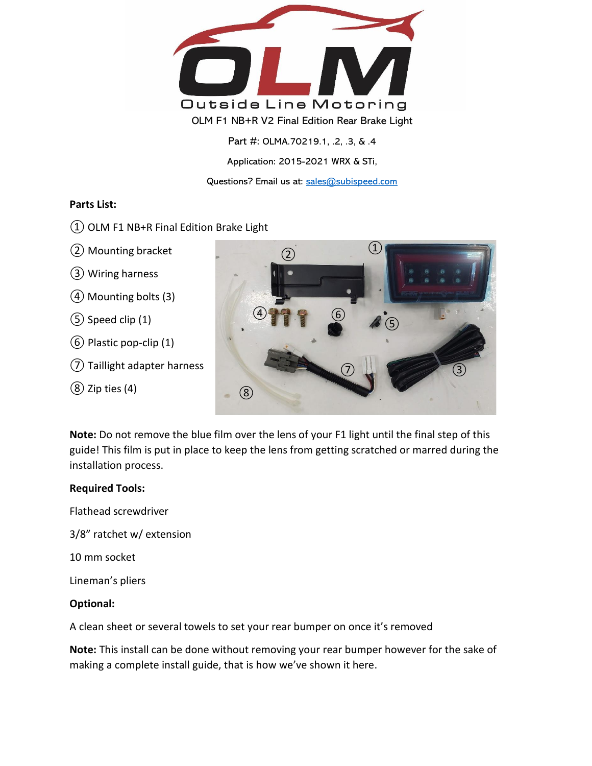OLM F1 NB+R V2 Final Edition Rear Brake Light

Part #: OLMA.70219.1, .2, .3, & .4

Application: 2015-2021 WRX & STi,

Questions? Email us at: sales@subispeed.com

**Parts List:**

① OLM F1 NB+R Final Edition Brake Light

② Mounting bracket

③ Wiring harness

④ Mounting bolts (3)

⑤ Speed clip (1)

⑥ Plastic pop-clip (1)

⑦ Taillight adapter harness

⑧ Zip ties (4)

**Note:** Do not remove the blue film over the lens of your F1 light until the final step of this guide! This film is put in place to keep the lens from getting scratched or marred during the installation process.

**Required Tools:**

Flathead screwdriver

3/8" ratchet w/ extension

10 mm socket

Lineman's pliers

**Optional:**

A clean sheet or several towels to set your rear bumper on once it's removed

**Note:** This install can be done without removing your rear bumper however for the sake of making a complete install guide, that is how we've shown it here.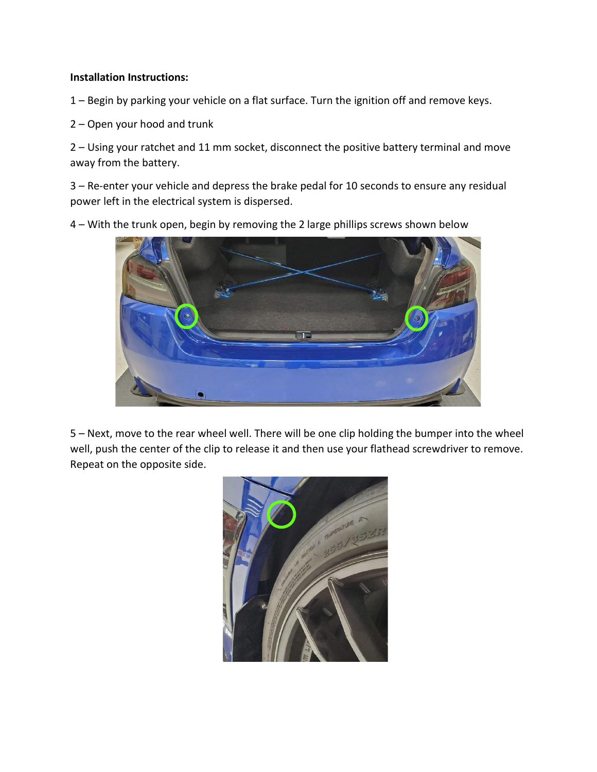**Installation Instructions:**

1 – Begin by parking your vehicle on a flat surface. Turn the ignition off and remove keys.

2 – Open your hood and trunk

2 – Using your ratchet and 11 mm socket, disconnect the positive battery terminal and move away from the battery.

3 – Re-enter your vehicle and depress the brake pedal for 10 seconds to ensure any residual power left in the electrical system is dispersed.

4 – With the trunk open, begin by removing the 2 large phillips screws shown below

5 – Next, move to the rear wheel well. There will be one clip holding the bumper into the wheel well, push the center of the clip to release it and then use your flathead screwdriver to remove. Repeat on the opposite side.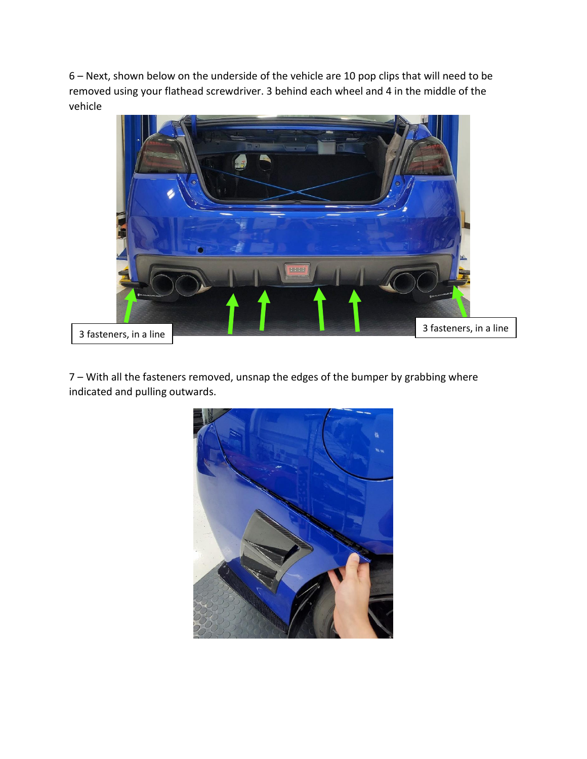6 – Next, shown below on the underside of the vehicle are 10 pop clips that will need to be removed using your flathead screwdriver. 3 behind each wheel and 4 in the middle of the vehicle

3 fasteners, in a line

3 fasteners, in a line

7 – With all the fasteners removed, unsnap the edges of the bumper by grabbing where indicated and pulling outwards.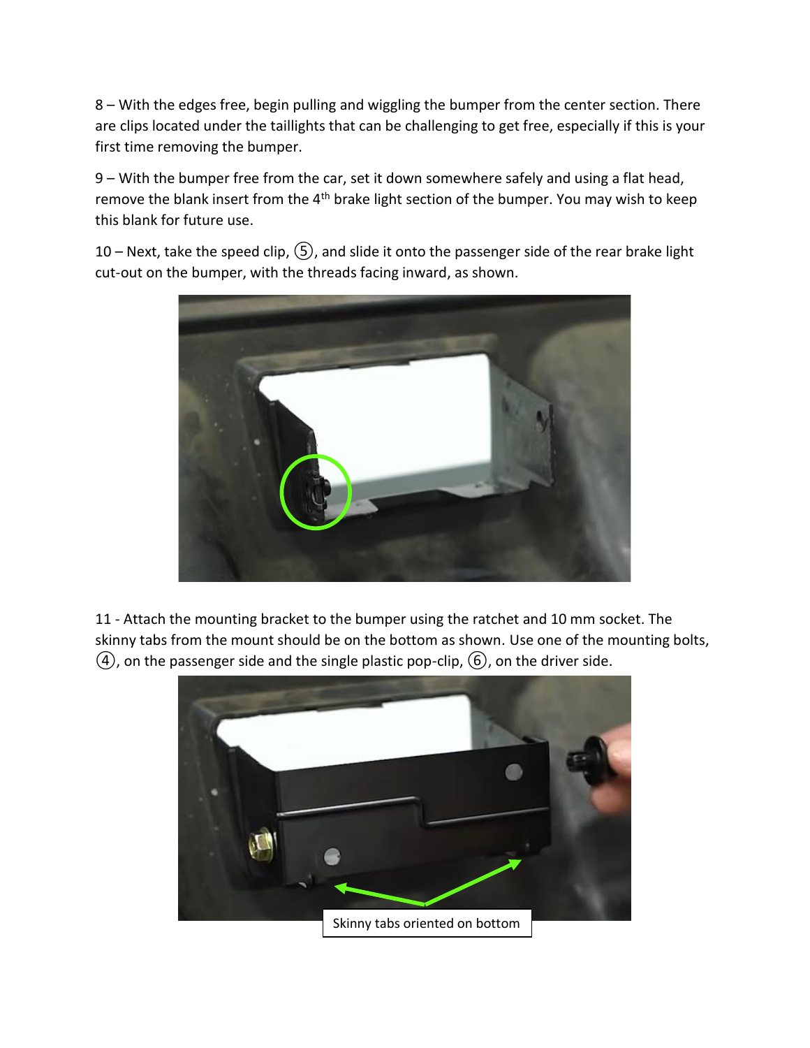8 – With the edges free, begin pulling and wiggling the bumper from the center section. There are clips located under the taillights that can be challenging to get free, especially if this is your first time removing the bumper.

9 – With the bumper free from the car, set it down somewhere safely and using a flat head, remove the blank insert from the 4th brake light section of the bumper. You may wish to keep this blank for future use.

10 – Next, take the speed clip, ⑤, and slide it onto the passenger side of the rear brake light cut-out on the bumper, with the threads facing inward, as shown.

11 - Attach the mounting bracket to the bumper using the ratchet and 10 mm socket. The skinny tabs from the mount should be on the bottom as shown. Use one of the mounting bolts, ④, on the passenger side and the single plastic pop-clip, ⑥, on the driver side.

Skinny tabs oriented on bottom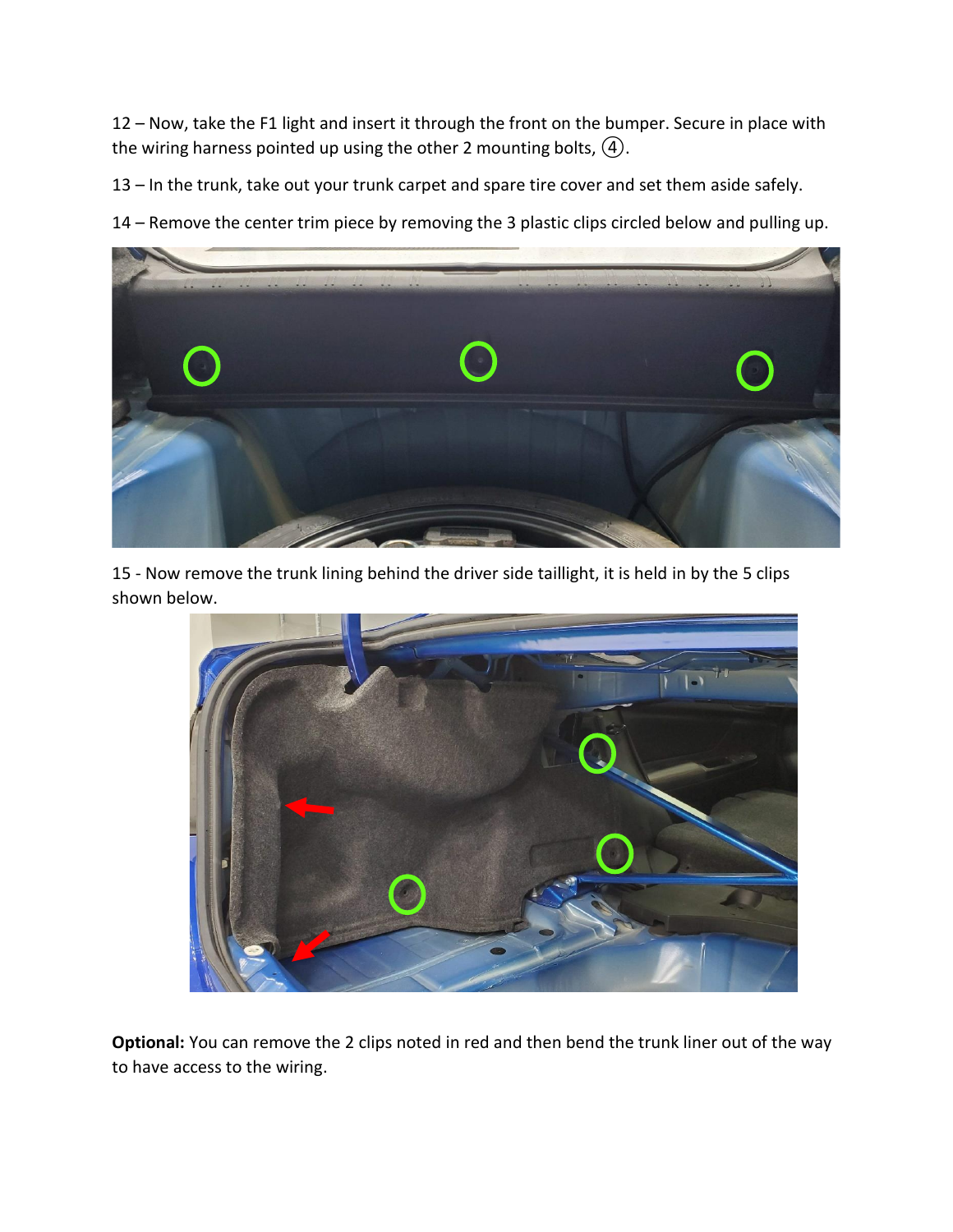12 – Now, take the F1 light and insert it through the front on the bumper. Secure in place with the wiring harness pointed up using the other 2 mounting bolts, ④.

13 – In the trunk, take out your trunk carpet and spare tire cover and set them aside safely.

14 – Remove the center trim piece by removing the 3 plastic clips circled below and pulling up.

15 - Now remove the trunk lining behind the driver side taillight, it is held in by the 5 clips shown below.

**Optional:** You can remove the 2 clips noted in red and then bend the trunk liner out of the way to have access to the wiring.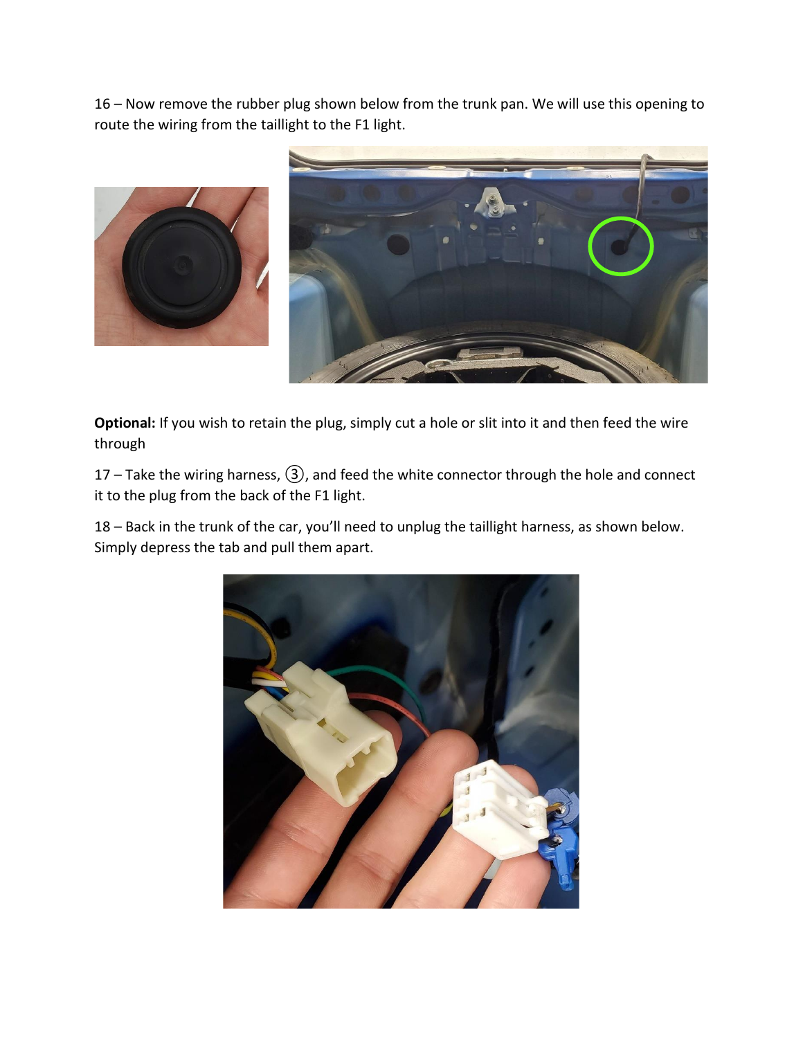16 – Now remove the rubber plug shown below from the trunk pan. We will use this opening to route the wiring from the taillight to the F1 light.

**Optional:** If you wish to retain the plug, simply cut a hole or slit into it and then feed the wire through

17 – Take the wiring harness, ③, and feed the white connector through the hole and connect it to the plug from the back of the F1 light.

18 – Back in the trunk of the car, you'll need to unplug the taillight harness, as shown below. Simply depress the tab and pull them apart.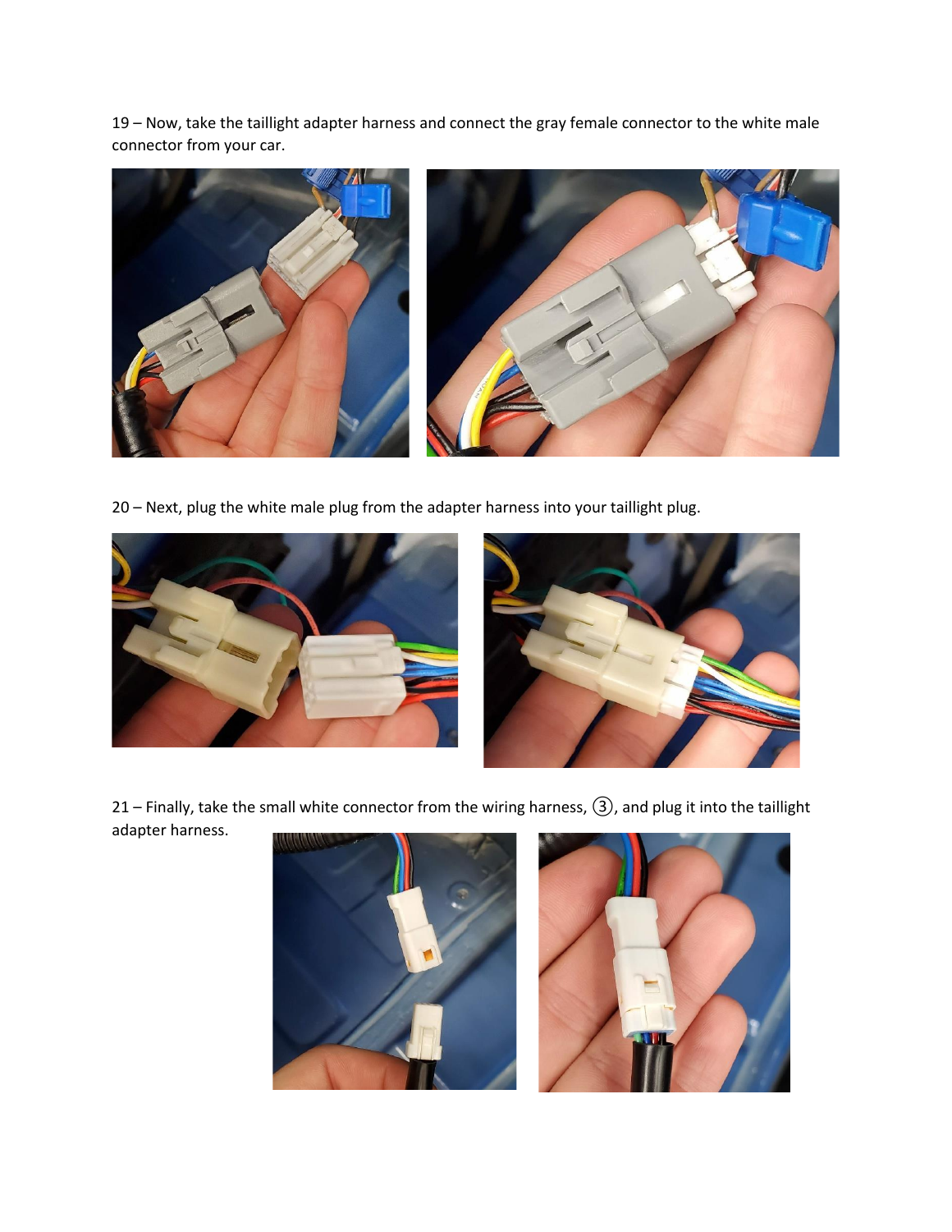19 – Now, take the taillight adapter harness and connect the gray female connector to the white male connector from your car.

20 – Next, plug the white male plug from the adapter harness into your taillight plug.

21 – Finally, take the small white connector from the wiring harness, ③, and plug it into the taillight adapter harness.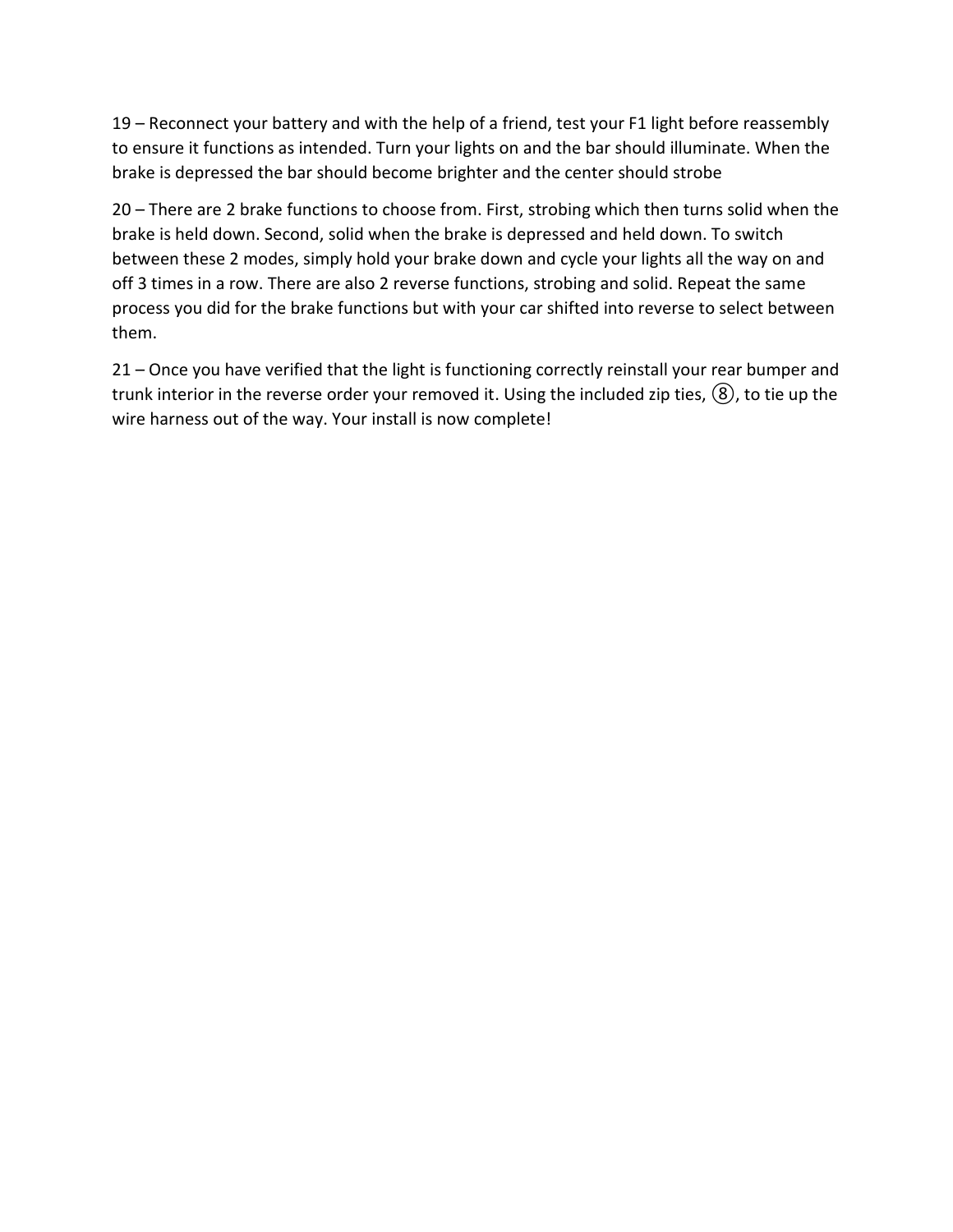19 – Reconnect your battery and with the help of a friend, test your F1 light before reassembly to ensure it functions as intended. Turn your lights on and the bar should illuminate. When the brake is depressed the bar should become brighter and the center should strobe

20 – There are 2 brake functions to choose from. First, strobing which then turns solid when the brake is held down. Second, solid when the brake is depressed and held down. To switch between these 2 modes, simply hold your brake down and cycle your lights all the way on and off 3 times in a row. There are also 2 reverse functions, strobing and solid. Repeat the same process you did for the brake functions but with your car shifted into reverse to select between them.

21 – Once you have verified that the light is functioning correctly reinstall your rear bumper and trunk interior in the reverse order your removed it. Using the included zip ties, ⑧, to tie up the wire harness out of the way. Your install is now complete!